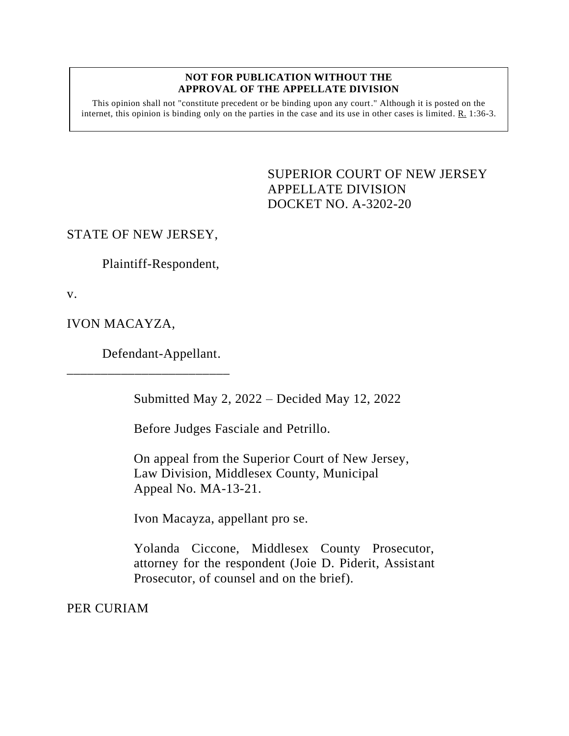**NOT FOR PUBLICATION WITHOUT THE APPROVAL OF THE APPELLATE DIVISION**

This opinion shall not "constitute precedent or be binding upon any court." Although it is posted on the internet, this opinion is binding only on the parties in the case and its use in other cases is limited. R. 1:36-3.

SUPERIOR COURT OF NEW JERSEY
APPELLATE DIVISION
DOCKET NO. A-3202-20

STATE OF NEW JERSEY,

Plaintiff-Respondent,

v.

IVON MACAYZA,

Defendant-Appellant.

\_\_\_\_\_\_\_\_\_\_\_\_\_\_\_\_\_\_\_\_\_\_\_\_\_

Submitted May 2, 2022 – Decided May 12, 2022

Before Judges Fasciale and Petrillo.

On appeal from the Superior Court of New Jersey, Law Division, Middlesex County, Municipal Appeal No. MA-13-21.

Ivon Macayza, appellant pro se.

Yolanda Ciccone, Middlesex County Prosecutor, attorney for the respondent (Joie D. Piderit, Assistant Prosecutor, of counsel and on the brief).

PER CURIAM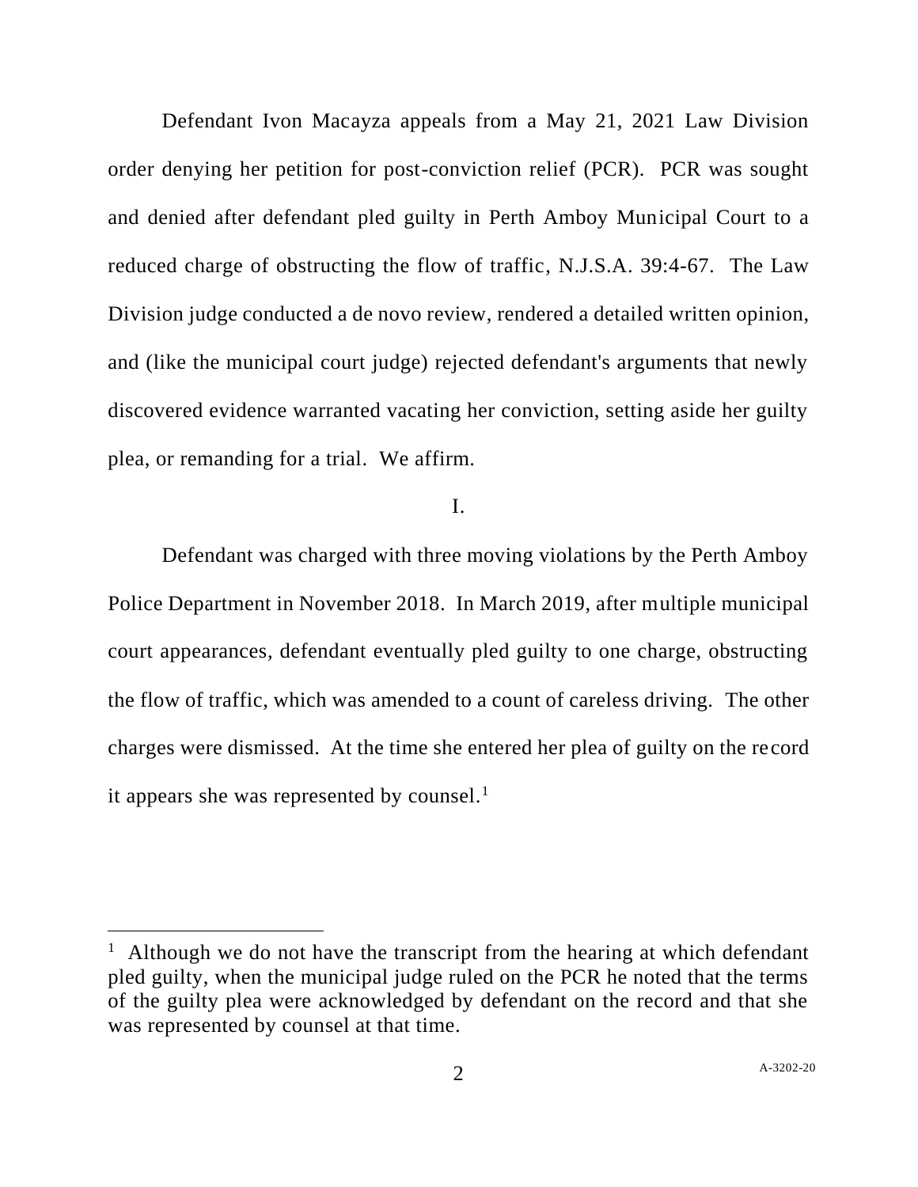Defendant Ivon Macayza appeals from a May 21, 2021 Law Division order denying her petition for post-conviction relief (PCR). PCR was sought and denied after defendant pled guilty in Perth Amboy Municipal Court to a reduced charge of obstructing the flow of traffic, N.J.S.A. 39:4-67. The Law Division judge conducted a de novo review, rendered a detailed written opinion, and (like the municipal court judge) rejected defendant's arguments that newly discovered evidence warranted vacating her conviction, setting aside her guilty plea, or remanding for a trial. We affirm.

## I.

Defendant was charged with three moving violations by the Perth Amboy Police Department in November 2018. In March 2019, after multiple municipal court appearances, defendant eventually pled guilty to one charge, obstructing the flow of traffic, which was amended to a count of careless driving. The other charges were dismissed. At the time she entered her plea of guilty on the record it appears she was represented by counsel.[1]

---

[1] Although we do not have the transcript from the hearing at which defendant pled guilty, when the municipal judge ruled on the PCR he noted that the terms of the guilty plea were acknowledged by defendant on the record and that she was represented by counsel at that time.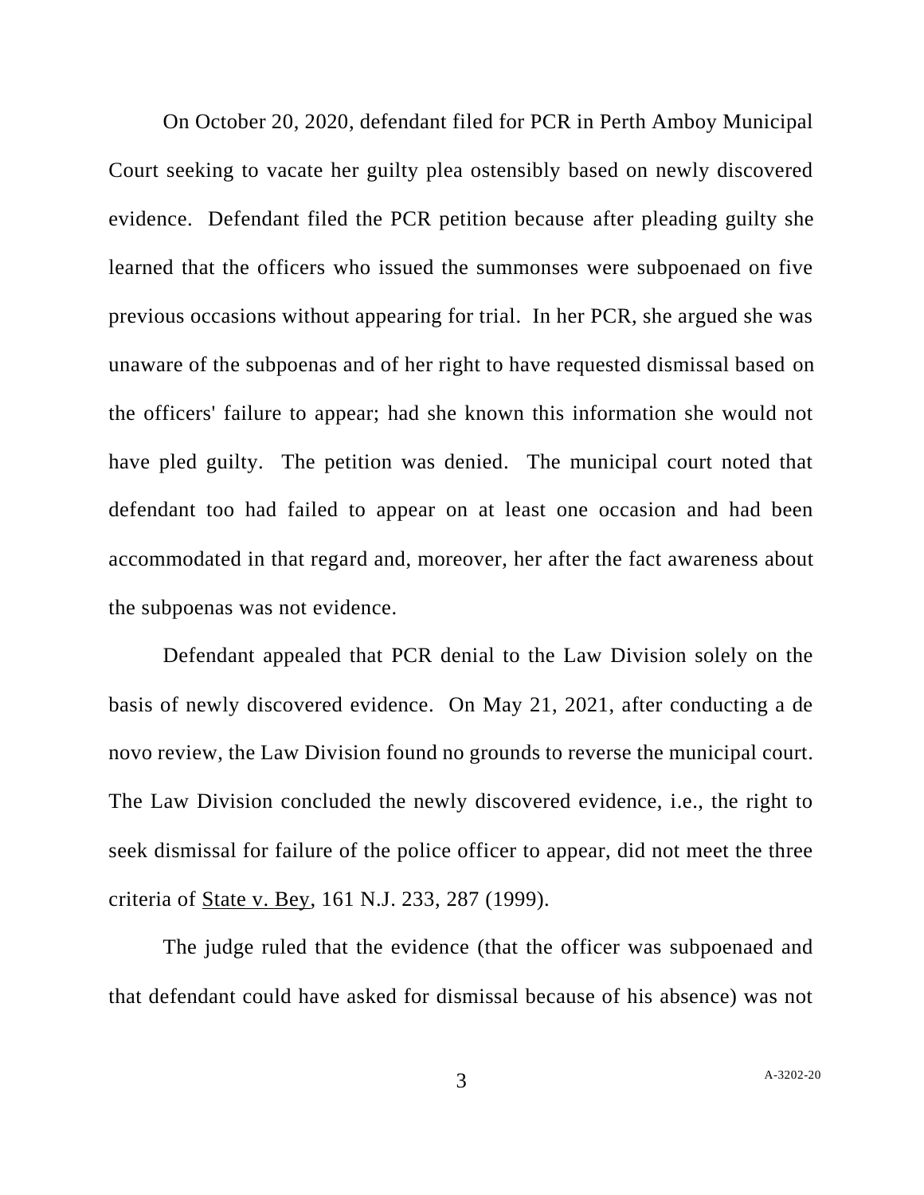On October 20, 2020, defendant filed for PCR in Perth Amboy Municipal Court seeking to vacate her guilty plea ostensibly based on newly discovered evidence. Defendant filed the PCR petition because after pleading guilty she learned that the officers who issued the summonses were subpoenaed on five previous occasions without appearing for trial. In her PCR, she argued she was unaware of the subpoenas and of her right to have requested dismissal based on the officers' failure to appear; had she known this information she would not have pled guilty. The petition was denied. The municipal court noted that defendant too had failed to appear on at least one occasion and had been accommodated in that regard and, moreover, her after the fact awareness about the subpoenas was not evidence.

Defendant appealed that PCR denial to the Law Division solely on the basis of newly discovered evidence. On May 21, 2021, after conducting a de novo review, the Law Division found no grounds to reverse the municipal court. The Law Division concluded the newly discovered evidence, i.e., the right to seek dismissal for failure of the police officer to appear, did not meet the three criteria of State v. Bey, 161 N.J. 233, 287 (1999).

The judge ruled that the evidence (that the officer was subpoenaed and that defendant could have asked for dismissal because of his absence) was not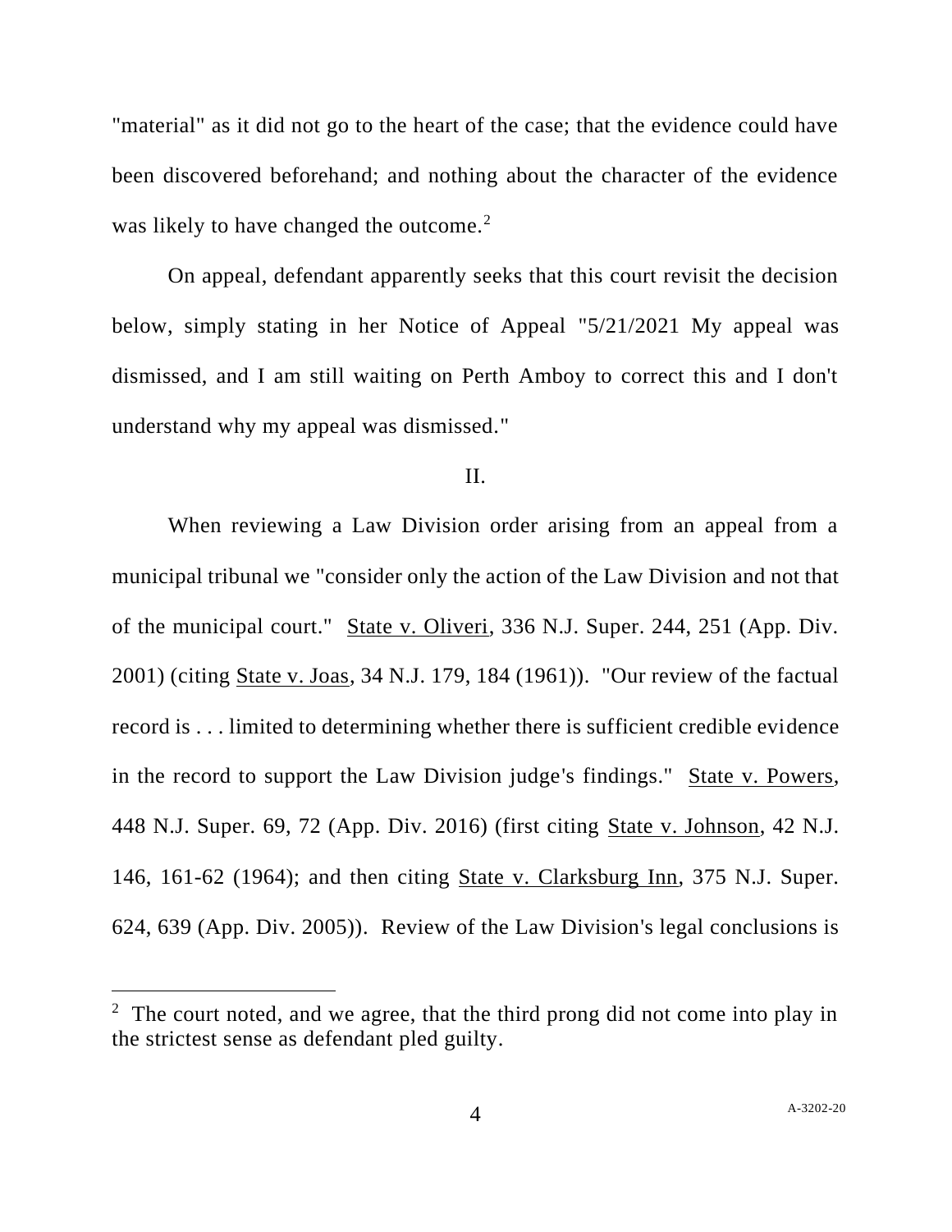"material" as it did not go to the heart of the case; that the evidence could have been discovered beforehand; and nothing about the character of the evidence was likely to have changed the outcome.[2]

On appeal, defendant apparently seeks that this court revisit the decision below, simply stating in her Notice of Appeal "5/21/2021 My appeal was dismissed, and I am still waiting on Perth Amboy to correct this and I don't understand why my appeal was dismissed."

## II.

When reviewing a Law Division order arising from an appeal from a municipal tribunal we "consider only the action of the Law Division and not that of the municipal court." State v. Oliveri, 336 N.J. Super. 244, 251 (App. Div. 2001) (citing State v. Joas, 34 N.J. 179, 184 (1961)). "Our review of the factual record is . . . limited to determining whether there is sufficient credible evidence in the record to support the Law Division judge's findings." State v. Powers, 448 N.J. Super. 69, 72 (App. Div. 2016) (first citing State v. Johnson, 42 N.J. 146, 161-62 (1964); and then citing State v. Clarksburg Inn, 375 N.J. Super. 624, 639 (App. Div. 2005)). Review of the Law Division's legal conclusions is

---

[2] The court noted, and we agree, that the third prong did not come into play in the strictest sense as defendant pled guilty.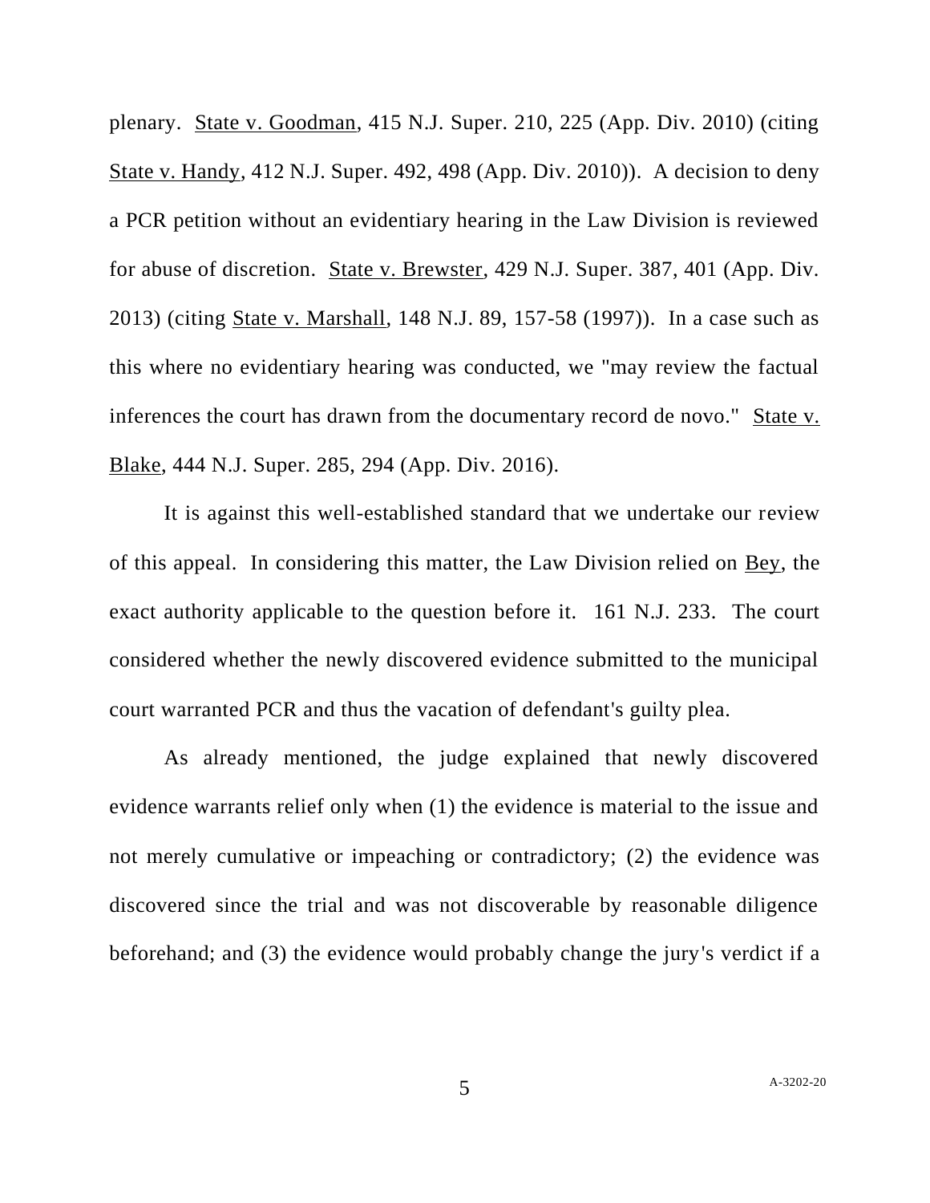plenary. State v. Goodman, 415 N.J. Super. 210, 225 (App. Div. 2010) (citing State v. Handy, 412 N.J. Super. 492, 498 (App. Div. 2010)). A decision to deny a PCR petition without an evidentiary hearing in the Law Division is reviewed for abuse of discretion. State v. Brewster, 429 N.J. Super. 387, 401 (App. Div. 2013) (citing State v. Marshall, 148 N.J. 89, 157-58 (1997)). In a case such as this where no evidentiary hearing was conducted, we "may review the factual inferences the court has drawn from the documentary record de novo." State v. Blake, 444 N.J. Super. 285, 294 (App. Div. 2016).

It is against this well-established standard that we undertake our review of this appeal. In considering this matter, the Law Division relied on Bey, the exact authority applicable to the question before it. 161 N.J. 233. The court considered whether the newly discovered evidence submitted to the municipal court warranted PCR and thus the vacation of defendant's guilty plea.

As already mentioned, the judge explained that newly discovered evidence warrants relief only when (1) the evidence is material to the issue and not merely cumulative or impeaching or contradictory; (2) the evidence was discovered since the trial and was not discoverable by reasonable diligence beforehand; and (3) the evidence would probably change the jury's verdict if a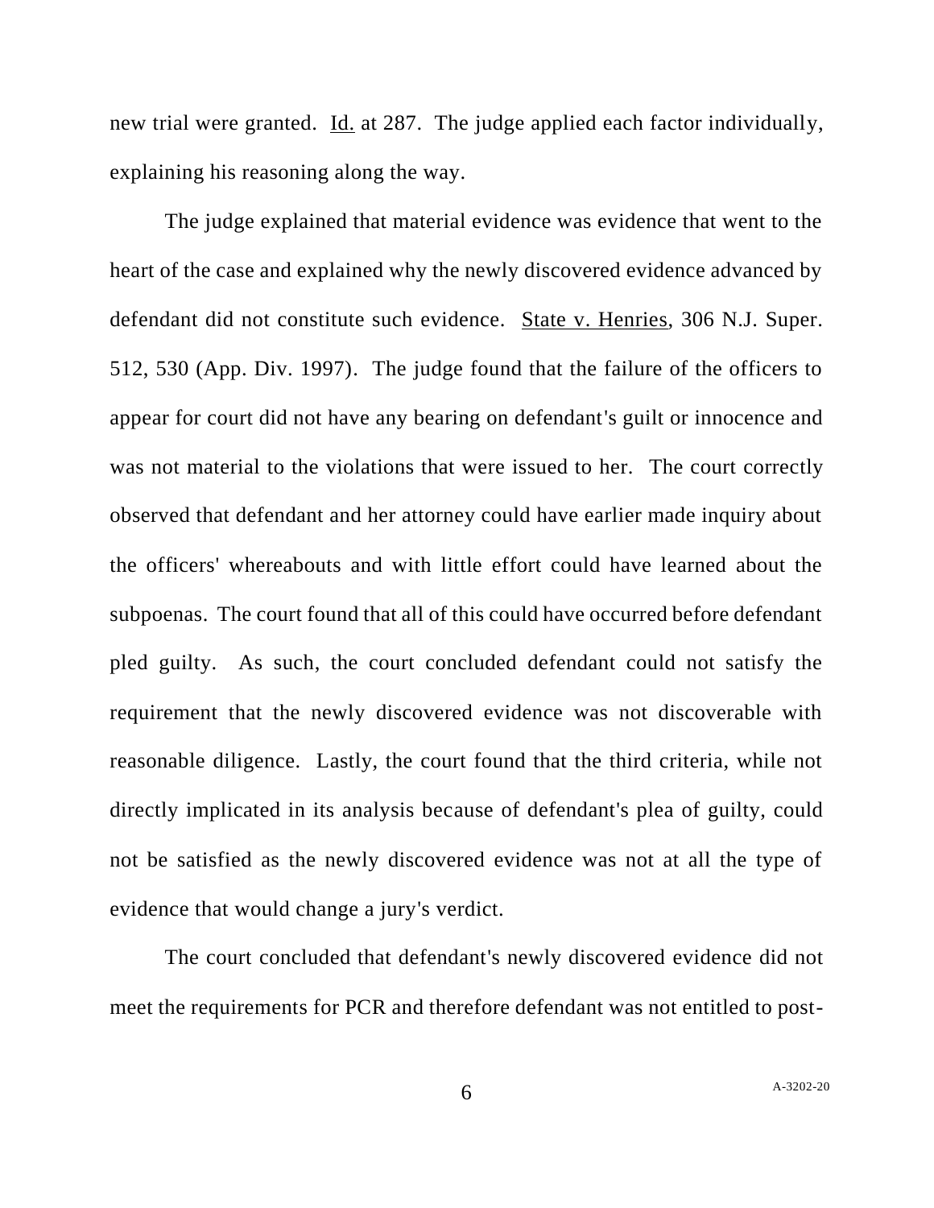new trial were granted. Id. at 287. The judge applied each factor individually, explaining his reasoning along the way.

The judge explained that material evidence was evidence that went to the heart of the case and explained why the newly discovered evidence advanced by defendant did not constitute such evidence. State v. Henries, 306 N.J. Super. 512, 530 (App. Div. 1997). The judge found that the failure of the officers to appear for court did not have any bearing on defendant's guilt or innocence and was not material to the violations that were issued to her. The court correctly observed that defendant and her attorney could have earlier made inquiry about the officers' whereabouts and with little effort could have learned about the subpoenas. The court found that all of this could have occurred before defendant pled guilty. As such, the court concluded defendant could not satisfy the requirement that the newly discovered evidence was not discoverable with reasonable diligence. Lastly, the court found that the third criteria, while not directly implicated in its analysis because of defendant's plea of guilty, could not be satisfied as the newly discovered evidence was not at all the type of evidence that would change a jury's verdict.

The court concluded that defendant's newly discovered evidence did not meet the requirements for PCR and therefore defendant was not entitled to post-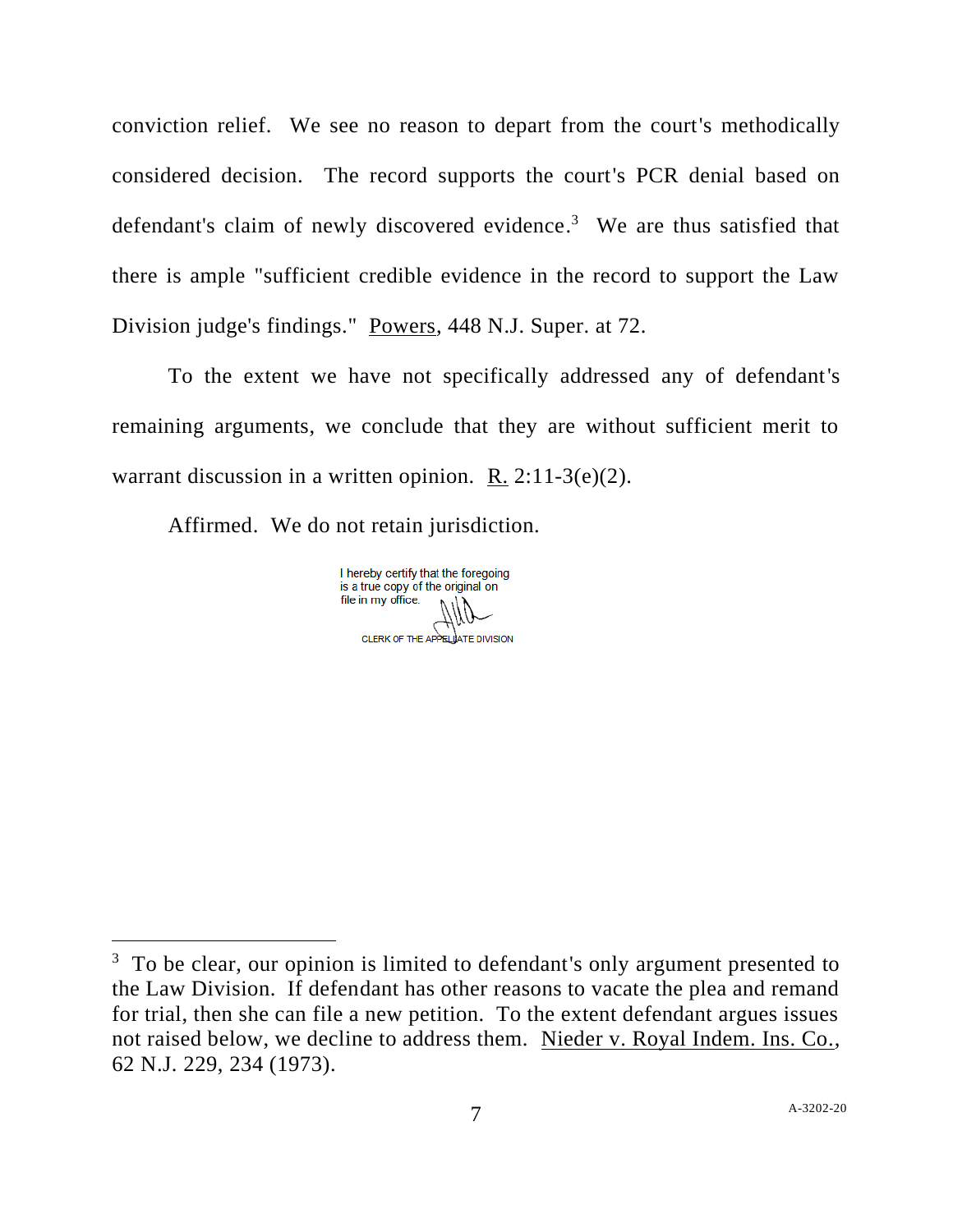conviction relief. We see no reason to depart from the court's methodically considered decision. The record supports the court's PCR denial based on defendant's claim of newly discovered evidence.[3] We are thus satisfied that there is ample "sufficient credible evidence in the record to support the Law Division judge's findings." Powers, 448 N.J. Super. at 72.

To the extent we have not specifically addressed any of defendant's remaining arguments, we conclude that they are without sufficient merit to warrant discussion in a written opinion. R. 2:11-3(e)(2).

Affirmed. We do not retain jurisdiction.

I hereby certify that the foregoing is a true copy of the original on file in my office.

CLERK OF THE APPELLATE DIVISION

---

[3] To be clear, our opinion is limited to defendant's only argument presented to the Law Division. If defendant has other reasons to vacate the plea and remand for trial, then she can file a new petition. To the extent defendant argues issues not raised below, we decline to address them. Nieder v. Royal Indem. Ins. Co., 62 N.J. 229, 234 (1973).